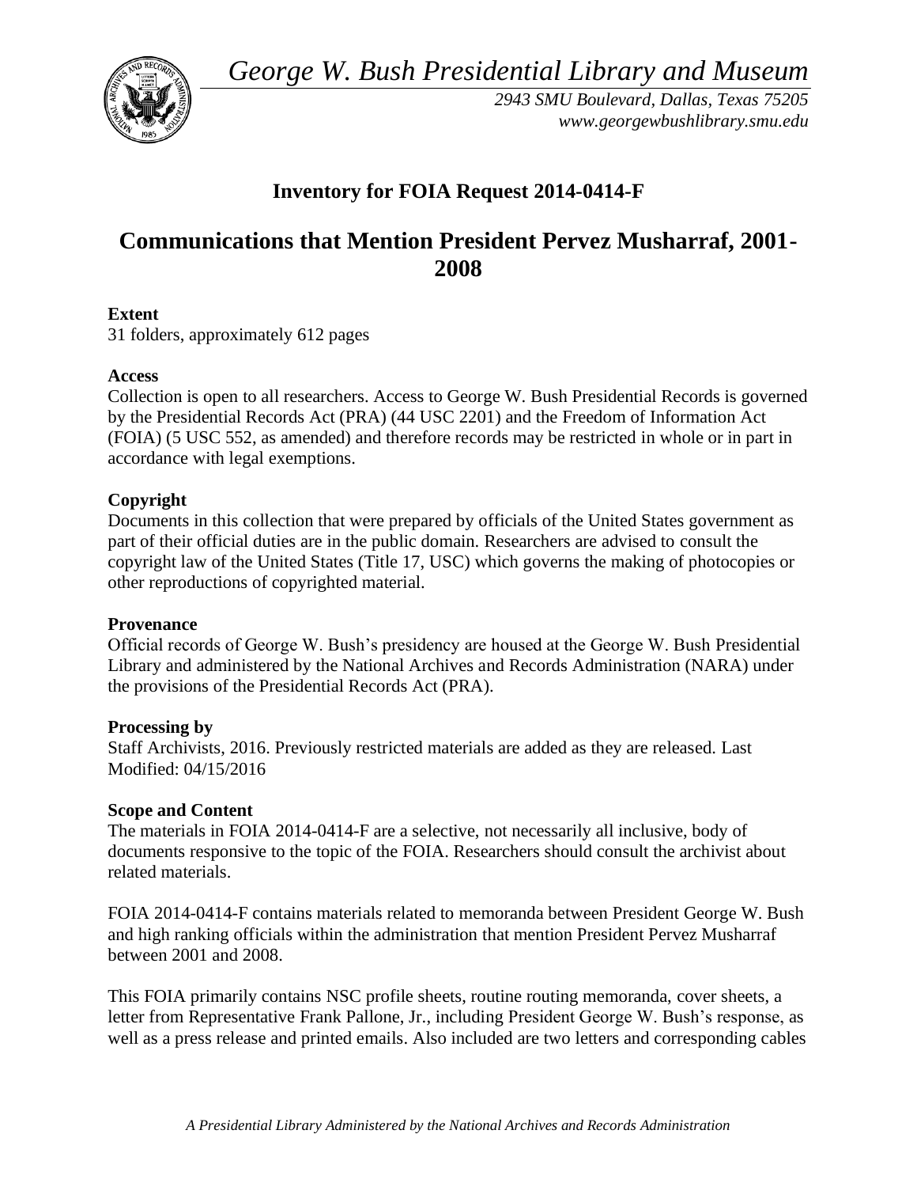*George W. Bush Presidential Library and Museum*

*2943 SMU Boulevard, Dallas, Texas 75205*
*www.georgewbushlibrary.smu.edu*

## Inventory for FOIA Request 2014-0414-F

# Communications that Mention President Pervez Musharraf, 2001-2008

**Extent**
31 folders, approximately 612 pages

**Access**
Collection is open to all researchers. Access to George W. Bush Presidential Records is governed by the Presidential Records Act (PRA) (44 USC 2201) and the Freedom of Information Act (FOIA) (5 USC 552, as amended) and therefore records may be restricted in whole or in part in accordance with legal exemptions.

**Copyright**
Documents in this collection that were prepared by officials of the United States government as part of their official duties are in the public domain. Researchers are advised to consult the copyright law of the United States (Title 17, USC) which governs the making of photocopies or other reproductions of copyrighted material.

**Provenance**
Official records of George W. Bush's presidency are housed at the George W. Bush Presidential Library and administered by the National Archives and Records Administration (NARA) under the provisions of the Presidential Records Act (PRA).

**Processing by**
Staff Archivists, 2016. Previously restricted materials are added as they are released. Last Modified: 04/15/2016

**Scope and Content**
The materials in FOIA 2014-0414-F are a selective, not necessarily all inclusive, body of documents responsive to the topic of the FOIA. Researchers should consult the archivist about related materials.

FOIA 2014-0414-F contains materials related to memoranda between President George W. Bush and high ranking officials within the administration that mention President Pervez Musharraf between 2001 and 2008.

This FOIA primarily contains NSC profile sheets, routine routing memoranda, cover sheets, a letter from Representative Frank Pallone, Jr., including President George W. Bush's response, as well as a press release and printed emails. Also included are two letters and corresponding cables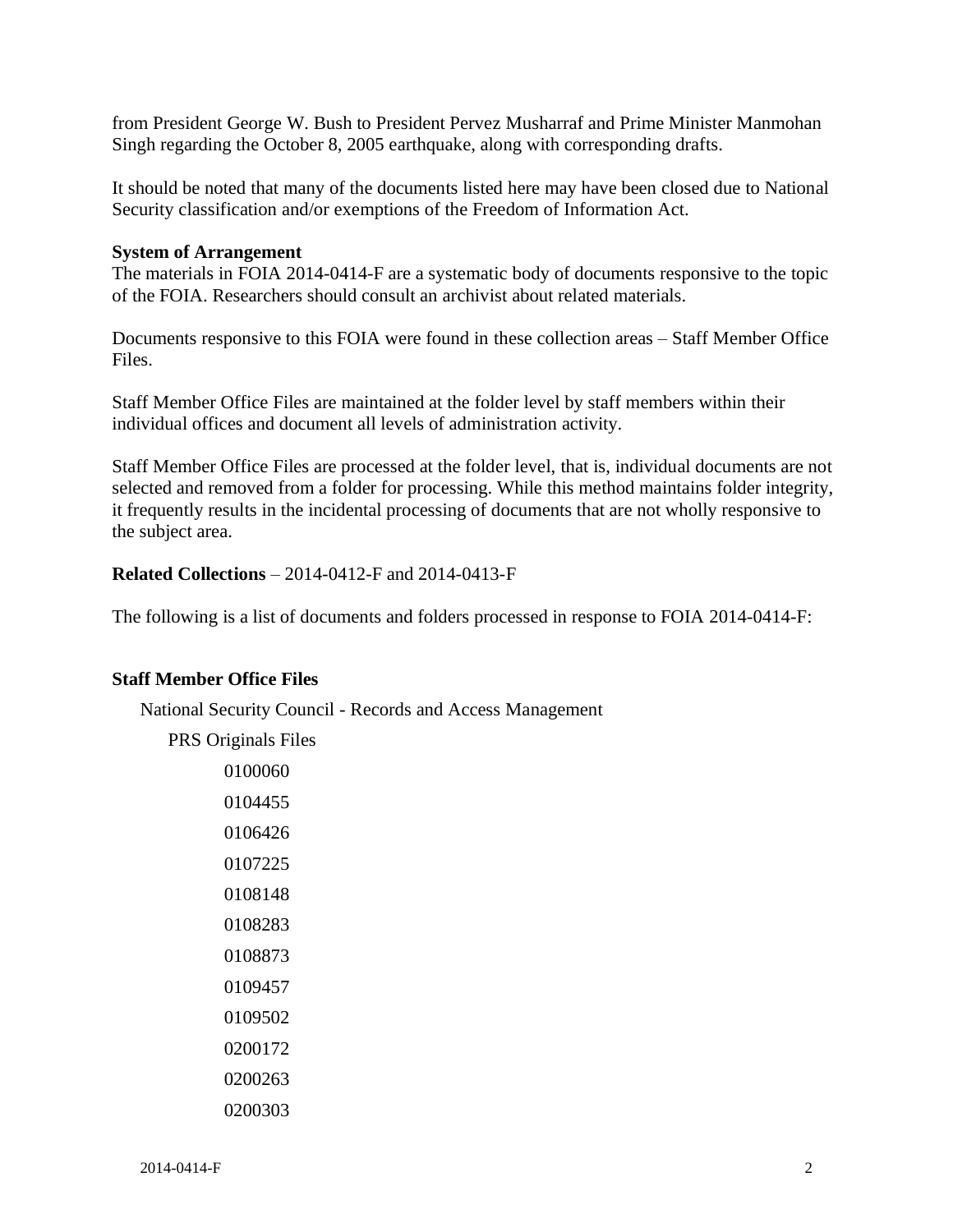from President George W. Bush to President Pervez Musharraf and Prime Minister Manmohan Singh regarding the October 8, 2005 earthquake, along with corresponding drafts.

It should be noted that many of the documents listed here may have been closed due to National Security classification and/or exemptions of the Freedom of Information Act.

**System of Arrangement**
The materials in FOIA 2014-0414-F are a systematic body of documents responsive to the topic of the FOIA. Researchers should consult an archivist about related materials.

Documents responsive to this FOIA were found in these collection areas – Staff Member Office Files.

Staff Member Office Files are maintained at the folder level by staff members within their individual offices and document all levels of administration activity.

Staff Member Office Files are processed at the folder level, that is, individual documents are not selected and removed from a folder for processing. While this method maintains folder integrity, it frequently results in the incidental processing of documents that are not wholly responsive to the subject area.

**Related Collections** – 2014-0412-F and 2014-0413-F

The following is a list of documents and folders processed in response to FOIA 2014-0414-F:

**Staff Member Office Files**

National Security Council - Records and Access Management

PRS Originals Files

0100060

0104455

0106426

0107225

0108148

0108283

0108873

0109457

0109502

0200172

0200263

0200303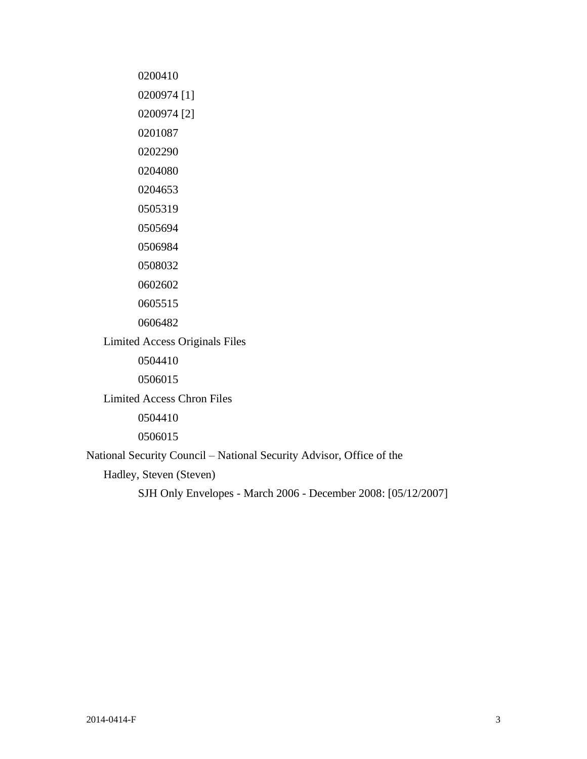0200410

0200974 [1]

0200974 [2]

0201087

0202290

0204080

0204653

0505319

0505694

0506984

0508032

0602602

0605515

0606482

Limited Access Originals Files

0504410

0506015

Limited Access Chron Files

0504410

0506015

National Security Council – National Security Advisor, Office of the

Hadley, Steven (Steven)

SJH Only Envelopes - March 2006 - December 2008: [05/12/2007]